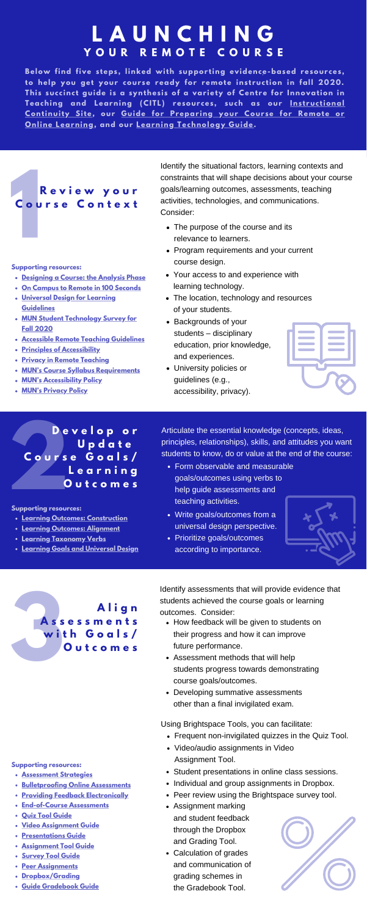# LAUNCHING

## YOUR REMOTE COURSE

**Below find five steps, linked with supporting evidence-based resources, to help you get your course ready for remote instruction in fall 2020. This succinct guide is a synthesis of a variety of Centre for Innovation in Teaching and Learning (CITL) resources, such as our Instructional Continuity Site, our Guide for Preparing your Course for Remote or Online Learning, and our Learning Technology Guide.**

## 1 Review your Course Context

Identify the situational factors, learning contexts and constraints that will shape decisions about your course goals/learning outcomes, assessments, teaching activities, technologies, and communications. Consider:

- The purpose of the course and its relevance to learners.
- Program requirements and your current course design.
- Your access to and experience with learning technology.
- The location, technology and resources of your students.
- Backgrounds of your students – disciplinary education, prior knowledge, and experiences.
- University policies or guidelines (e.g., accessibility, privacy).

**Supporting resources:**

- Designing a Course: the Analysis Phase
- On Campus to Remote in 100 Seconds
- Universal Design for Learning Guidelines
- MUN Student Technology Survey for Fall 2020
- Accessible Remote Teaching Guidelines
- Principles of Accessibility
- Privacy in Remote Teaching
- MUN's Course Syllabus Requirements
- MUN's Accessibility Policy
- MUN's Privacy Policy

## 2 Develop or Update Course Goals/ Learning Outcomes

Articulate the essential knowledge (concepts, ideas, principles, relationships), skills, and attitudes you want students to know, do or value at the end of the course:

- Form observable and measurable goals/outcomes using verbs to help guide assessments and teaching activities.
- Write goals/outcomes from a universal design perspective.
- Prioritize goals/outcomes according to importance.

**Supporting resources:**

- Learning Outcomes: Construction
- Learning Outcomes: Alignment
- Learning Taxonomy Verbs
- Learning Goals and Universal Design

## 3 Align Assessments with Goals/ Outcomes

Identify assessments that will provide evidence that students achieved the course goals or learning outcomes. Consider:

- How feedback will be given to students on their progress and how it can improve future performance.
- Assessment methods that will help students progress towards demonstrating course goals/outcomes.
- Developing summative assessments other than a final invigilated exam.

Using Brightspace Tools, you can facilitate:

- Frequent non-invigilated quizzes in the Quiz Tool.
- Video/audio assignments in Video Assignment Tool.
- Student presentations in online class sessions.
- Individual and group assignments in Dropbox.
- Peer review using the Brightspace survey tool.
- Assignment marking and student feedback through the Dropbox and Grading Tool.
- Calculation of grades and communication of grading schemes in the Gradebook Tool.

**Supporting resources:**

- Assessment Strategies
- Bulletproofing Online Assessments
- Providing Feedback Electronically
- End-of-Course Assessments
- Quiz Tool Guide
- Video Assignment Guide
- Presentations Guide
- Assignment Tool Guide
- Survey Tool Guide
- Peer Assignments
- Dropbox/Grading
- Guide Gradebook Guide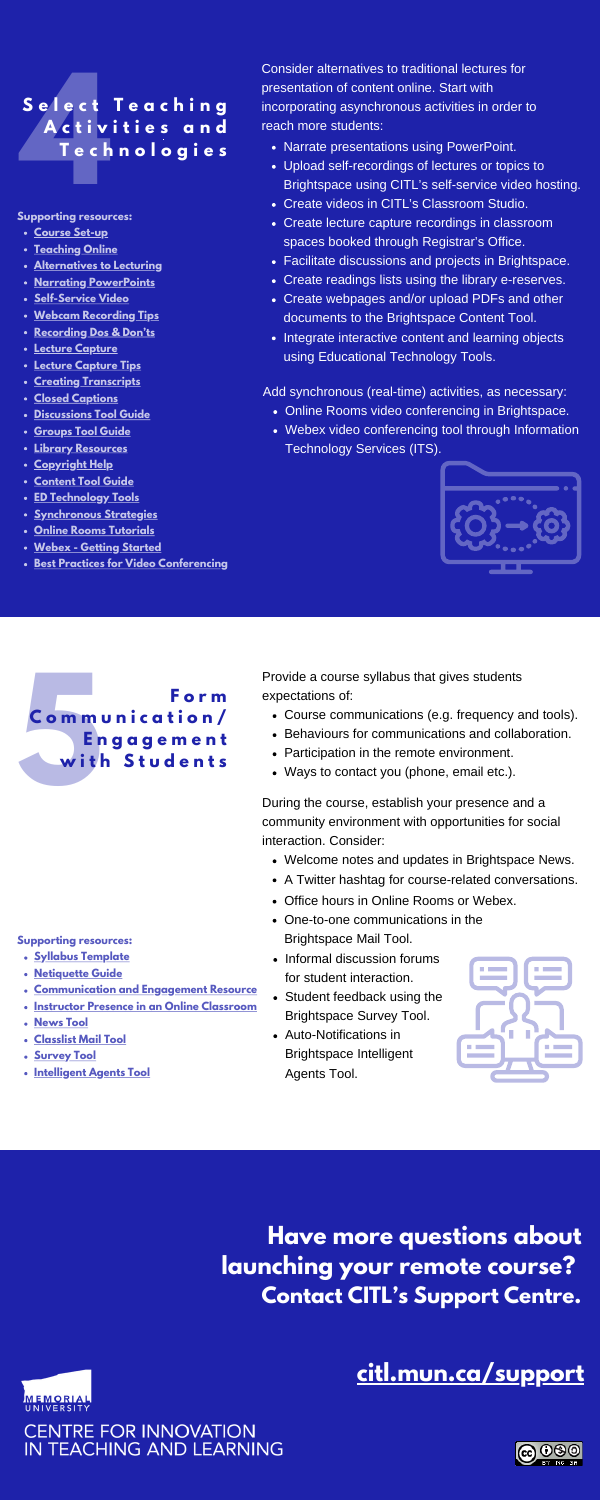## 4 Select Teaching Activities and Technologies

**Supporting resources:**

- **Course Set-up**
- **Teaching Online**
- **Alternatives to Lecturing**
- **Narrating PowerPoints**
- **Self-Service Video**
- **Webcam Recording Tips**
- **Recording Dos & Don'ts**
- **Lecture Capture**
- **Lecture Capture Tips**
- **Creating Transcripts**
- **Closed Captions**
- **Discussions Tool Guide**
- **Groups Tool Guide**
- **Library Resources**
- **Copyright Help**
- **Content Tool Guide**
- **ED Technology Tools**
- **Synchronous Strategies**
- **Online Rooms Tutorials**
- **Webex - Getting Started**
- **Best Practices for Video Conferencing**

Consider alternatives to traditional lectures for presentation of content online. Start with incorporating asynchronous activities in order to reach more students:

- Narrate presentations using PowerPoint.
- Upload self-recordings of lectures or topics to Brightspace using CITL's self-service video hosting.
- Create videos in CITL's Classroom Studio.
- Create lecture capture recordings in classroom spaces booked through Registrar's Office.
- Facilitate discussions and projects in Brightspace.
- Create readings lists using the library e-reserves.
- Create webpages and/or upload PDFs and other documents to the Brightspace Content Tool.
- Integrate interactive content and learning objects using Educational Technology Tools.

Add synchronous (real-time) activities, as necessary:

- Online Rooms video conferencing in Brightspace.
- Webex video conferencing tool through Information Technology Services (ITS).

## 5 Form Communication/ Engagement with Students

Provide a course syllabus that gives students expectations of:

- Course communications (e.g. frequency and tools).
- Behaviours for communications and collaboration.
- Participation in the remote environment.
- Ways to contact you (phone, email etc.).

During the course, establish your presence and a community environment with opportunities for social interaction. Consider:

- Welcome notes and updates in Brightspace News.
- A Twitter hashtag for course-related conversations.
- Office hours in Online Rooms or Webex.
- One-to-one communications in the Brightspace Mail Tool.
- Informal discussion forums for student interaction.
- Student feedback using the Brightspace Survey Tool.
- Auto-Notifications in Brightspace Intelligent Agents Tool.

**Supporting resources:**

- **Syllabus Template**
- **Netiquette Guide**
- **Communication and Engagement Resource**
- **Instructor Presence in an Online Classroom**
- **News Tool**
- **Classlist Mail Tool**
- **Survey Tool**
- **Intelligent Agents Tool**

**Have more questions about launching your remote course? Contact CITL's Support Centre.**

**citl.mun.ca/support**

MEMORIAL UNIVERSITY

CENTRE FOR INNOVATION IN TEACHING AND LEARNING